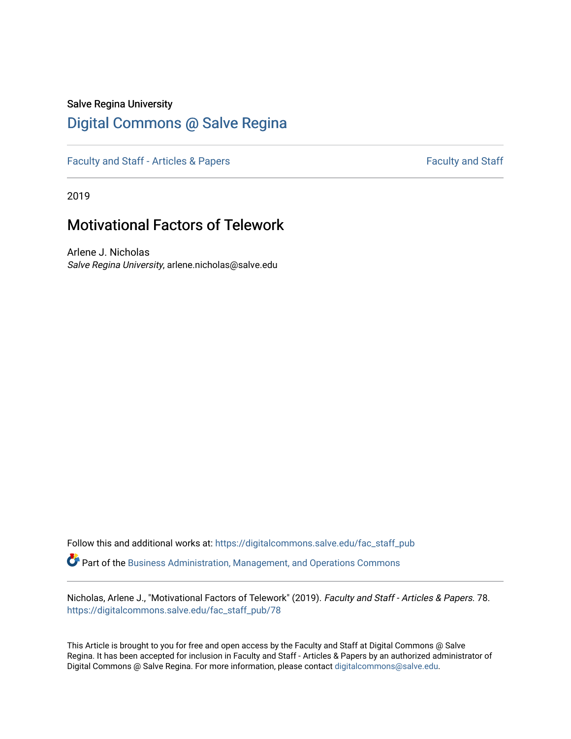Salve Regina University

# Digital Commons @ Salve Regina

Faculty and Staff - Articles & Papers | Faculty and Staff

2019

## Motivational Factors of Telework

Arlene J. Nicholas
*Salve Regina University*, arlene.nicholas@salve.edu

Follow this and additional works at: https://digitalcommons.salve.edu/fac_staff_pub

Part of the Business Administration, Management, and Operations Commons

Nicholas, Arlene J., "Motivational Factors of Telework" (2019). *Faculty and Staff - Articles & Papers*. 78.
https://digitalcommons.salve.edu/fac_staff_pub/78

This Article is brought to you for free and open access by the Faculty and Staff at Digital Commons @ Salve Regina. It has been accepted for inclusion in Faculty and Staff - Articles & Papers by an authorized administrator of Digital Commons @ Salve Regina. For more information, please contact digitalcommons@salve.edu.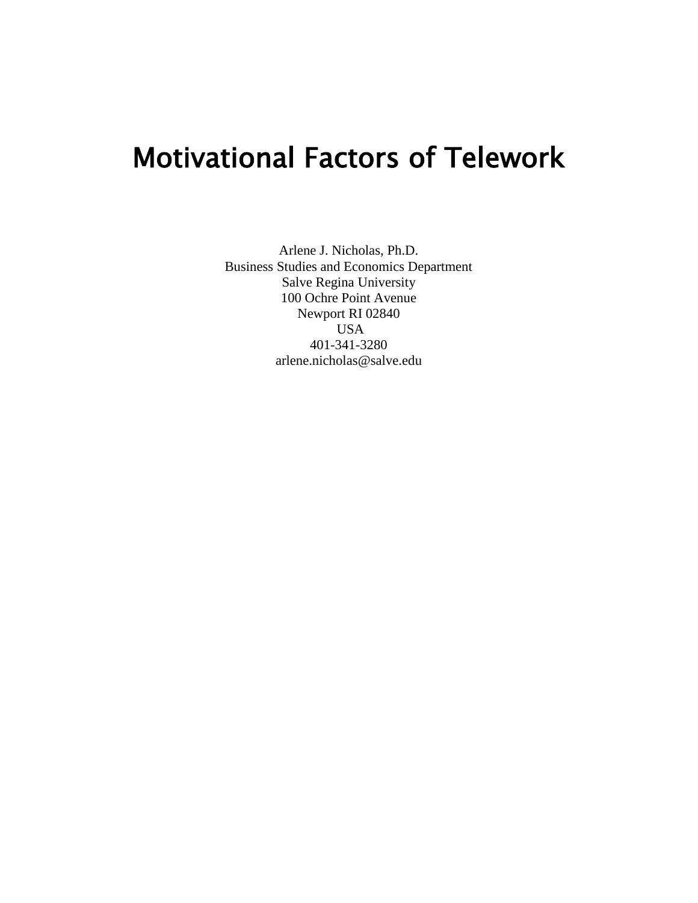# Motivational Factors of Telework

Arlene J. Nicholas, Ph.D.
Business Studies and Economics Department
Salve Regina University
100 Ochre Point Avenue
Newport RI 02840
USA
401-341-3280
arlene.nicholas@salve.edu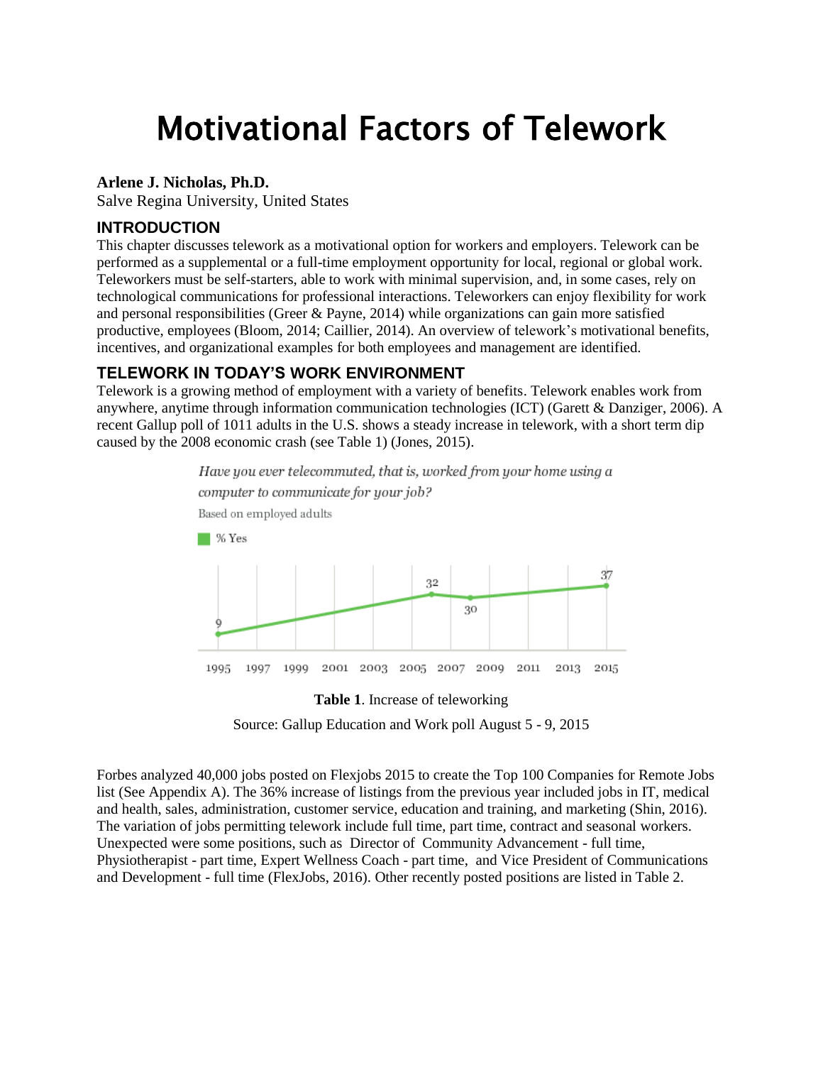# Motivational Factors of Telework

**Arlene J. Nicholas, Ph.D.**
Salve Regina University, United States

## INTRODUCTION

This chapter discusses telework as a motivational option for workers and employers. Telework can be performed as a supplemental or a full-time employment opportunity for local, regional or global work. Teleworkers must be self-starters, able to work with minimal supervision, and, in some cases, rely on technological communications for professional interactions. Teleworkers can enjoy flexibility for work and personal responsibilities (Greer & Payne, 2014) while organizations can gain more satisfied productive, employees (Bloom, 2014; Caillier, 2014). An overview of telework's motivational benefits, incentives, and organizational examples for both employees and management are identified.

## TELEWORK IN TODAY'S WORK ENVIRONMENT

Telework is a growing method of employment with a variety of benefits. Telework enables work from anywhere, anytime through information communication technologies (ICT) (Garett & Danziger, 2006). A recent Gallup poll of 1011 adults in the U.S. shows a steady increase in telework, with a short term dip caused by the 2008 economic crash (see Table 1) (Jones, 2015).

*Have you ever telecommuted, that is, worked from your home using a computer to communicate for your job?*

Based on employed adults

% Yes

| Year | % Yes |
|---|---|
| 1995 | 9 |
| 2006 | 32 |
| 2008 | 30 |
| 2015 | 37 |

**Table 1**. Increase of teleworking

Source: Gallup Education and Work poll August 5 - 9, 2015

Forbes analyzed 40,000 jobs posted on Flexjobs 2015 to create the Top 100 Companies for Remote Jobs list (See Appendix A). The 36% increase of listings from the previous year included jobs in IT, medical and health, sales, administration, customer service, education and training, and marketing (Shin, 2016). The variation of jobs permitting telework include full time, part time, contract and seasonal workers. Unexpected were some positions, such as Director of Community Advancement - full time, Physiotherapist - part time, Expert Wellness Coach - part time, and Vice President of Communications and Development - full time (FlexJobs, 2016). Other recently posted positions are listed in Table 2.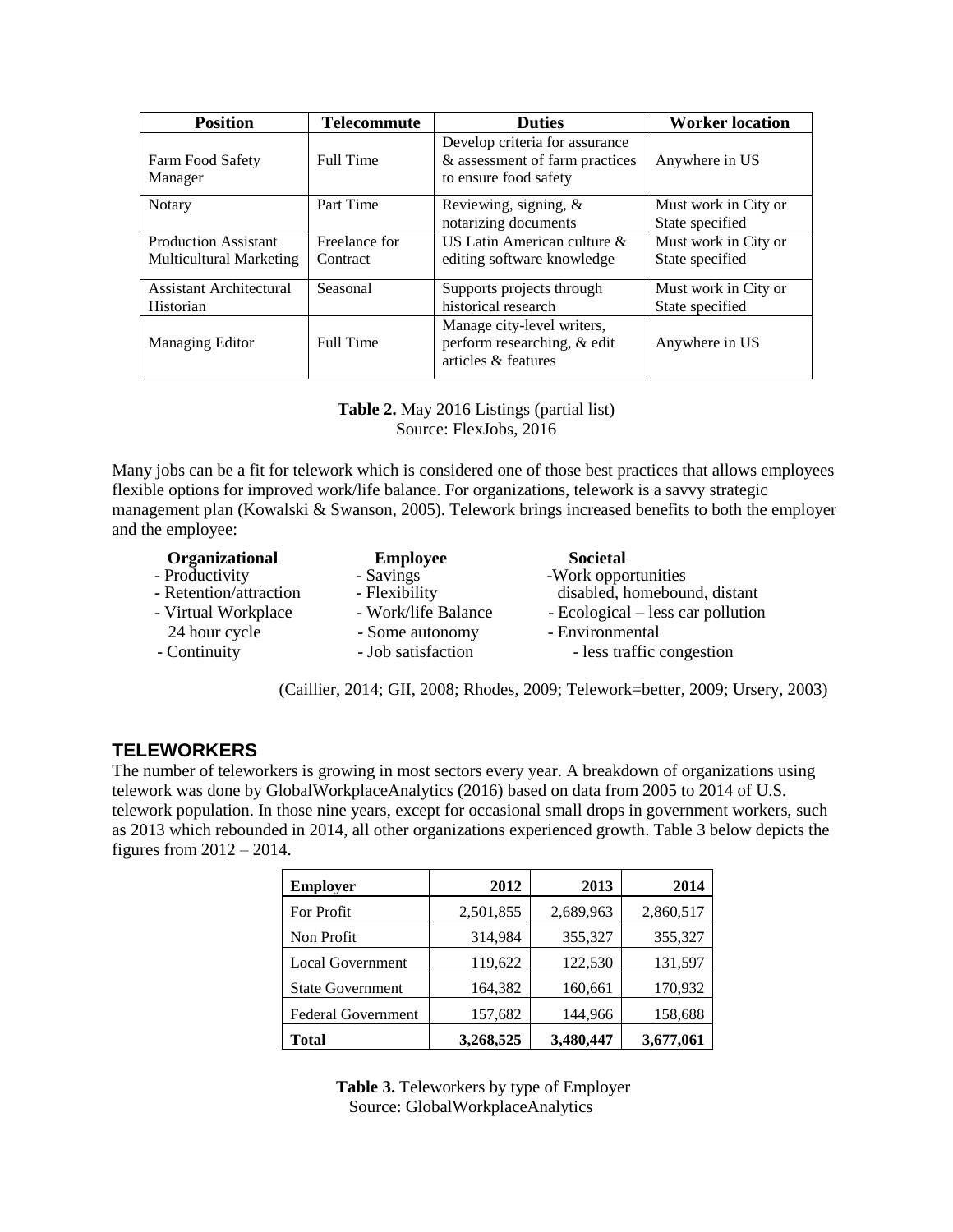| Position | Telecommute | Duties | Worker location |
|---|---|---|---|
| Farm Food Safety Manager | Full Time | Develop criteria for assurance & assessment of farm practices to ensure food safety | Anywhere in US |
| Notary | Part Time | Reviewing, signing, & notarizing documents | Must work in City or State specified |
| Production Assistant Multicultural Marketing | Freelance for Contract | US Latin American culture & editing software knowledge | Must work in City or State specified |
| Assistant Architectural Historian | Seasonal | Supports projects through historical research | Must work in City or State specified |
| Managing Editor | Full Time | Manage city-level writers, perform researching, & edit articles & features | Anywhere in US |

**Table 2.** May 2016 Listings (partial list)
Source: FlexJobs, 2016

Many jobs can be a fit for telework which is considered one of those best practices that allows employees flexible options for improved work/life balance. For organizations, telework is a savvy strategic management plan (Kowalski & Swanson, 2005). Telework brings increased benefits to both the employer and the employee:

| **Organizational** | **Employee** | **Societal** |
|---|---|---|
| - Productivity | - Savings | -Work opportunities disabled, homebound, distant |
| - Retention/attraction | - Flexibility | - Ecological – less car pollution |
| - Virtual Workplace 24 hour cycle | - Work/life Balance | - Environmental |
| - Continuity | - Some autonomy | - less traffic congestion |
| | - Job satisfaction | |

(Caillier, 2014; GII, 2008; Rhodes, 2009; Telework=better, 2009; Ursery, 2003)

## TELEWORKERS

The number of teleworkers is growing in most sectors every year. A breakdown of organizations using telework was done by GlobalWorkplaceAnalytics (2016) based on data from 2005 to 2014 of U.S. telework population. In those nine years, except for occasional small drops in government workers, such as 2013 which rebounded in 2014, all other organizations experienced growth. Table 3 below depicts the figures from 2012 – 2014.

| Employer | 2012 | 2013 | 2014 |
|---|---|---|---|
| For Profit | 2,501,855 | 2,689,963 | 2,860,517 |
| Non Profit | 314,984 | 355,327 | 355,327 |
| Local Government | 119,622 | 122,530 | 131,597 |
| State Government | 164,382 | 160,661 | 170,932 |
| Federal Government | 157,682 | 144,966 | 158,688 |
| **Total** | **3,268,525** | **3,480,447** | **3,677,061** |

**Table 3.** Teleworkers by type of Employer
Source: GlobalWorkplaceAnalytics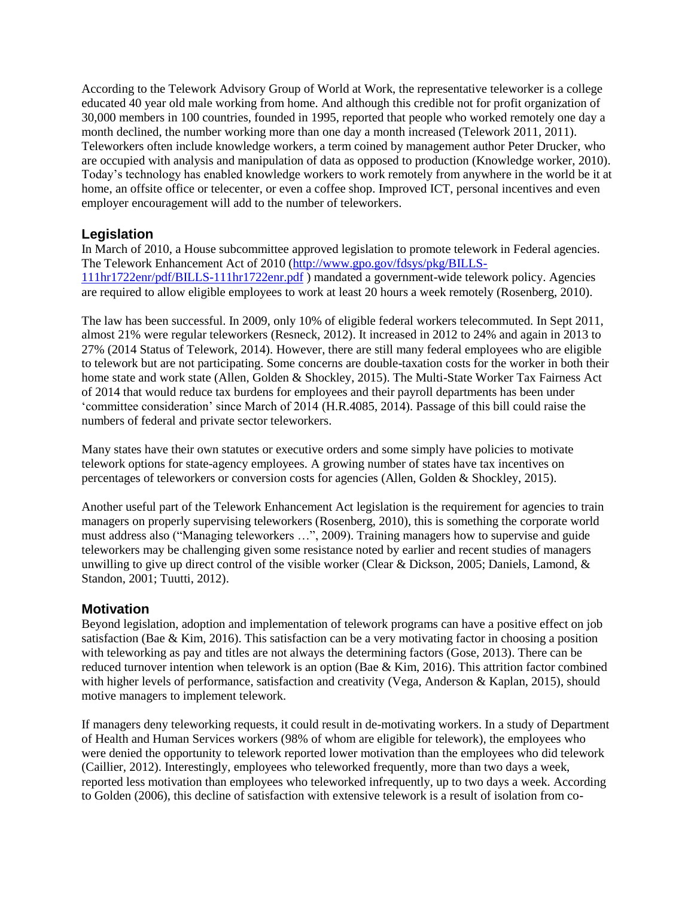According to the Telework Advisory Group of World at Work, the representative teleworker is a college educated 40 year old male working from home. And although this credible not for profit organization of 30,000 members in 100 countries, founded in 1995, reported that people who worked remotely one day a month declined, the number working more than one day a month increased (Telework 2011, 2011). Teleworkers often include knowledge workers, a term coined by management author Peter Drucker, who are occupied with analysis and manipulation of data as opposed to production (Knowledge worker, 2010). Today's technology has enabled knowledge workers to work remotely from anywhere in the world be it at home, an offsite office or telecenter, or even a coffee shop. Improved ICT, personal incentives and even employer encouragement will add to the number of teleworkers.

## Legislation

In March of 2010, a House subcommittee approved legislation to promote telework in Federal agencies. The Telework Enhancement Act of 2010 ([http://www.gpo.gov/fdsys/pkg/BILLS-111hr1722enr/pdf/BILLS-111hr1722enr.pdf](http://www.gpo.gov/fdsys/pkg/BILLS-111hr1722enr/pdf/BILLS-111hr1722enr.pdf) ) mandated a government-wide telework policy. Agencies are required to allow eligible employees to work at least 20 hours a week remotely (Rosenberg, 2010).

The law has been successful. In 2009, only 10% of eligible federal workers telecommuted. In Sept 2011, almost 21% were regular teleworkers (Resneck, 2012). It increased in 2012 to 24% and again in 2013 to 27% (2014 Status of Telework, 2014). However, there are still many federal employees who are eligible to telework but are not participating. Some concerns are double-taxation costs for the worker in both their home state and work state (Allen, Golden & Shockley, 2015). The Multi-State Worker Tax Fairness Act of 2014 that would reduce tax burdens for employees and their payroll departments has been under 'committee consideration' since March of 2014 (H.R.4085, 2014). Passage of this bill could raise the numbers of federal and private sector teleworkers.

Many states have their own statutes or executive orders and some simply have policies to motivate telework options for state-agency employees. A growing number of states have tax incentives on percentages of teleworkers or conversion costs for agencies (Allen, Golden & Shockley, 2015).

Another useful part of the Telework Enhancement Act legislation is the requirement for agencies to train managers on properly supervising teleworkers (Rosenberg, 2010), this is something the corporate world must address also ("Managing teleworkers …", 2009). Training managers how to supervise and guide teleworkers may be challenging given some resistance noted by earlier and recent studies of managers unwilling to give up direct control of the visible worker (Clear & Dickson, 2005; Daniels, Lamond, & Standon, 2001; Tuutti, 2012).

## Motivation

Beyond legislation, adoption and implementation of telework programs can have a positive effect on job satisfaction (Bae & Kim, 2016). This satisfaction can be a very motivating factor in choosing a position with teleworking as pay and titles are not always the determining factors (Gose, 2013). There can be reduced turnover intention when telework is an option (Bae & Kim, 2016). This attrition factor combined with higher levels of performance, satisfaction and creativity (Vega, Anderson & Kaplan, 2015), should motive managers to implement telework.

If managers deny teleworking requests, it could result in de-motivating workers. In a study of Department of Health and Human Services workers (98% of whom are eligible for telework), the employees who were denied the opportunity to telework reported lower motivation than the employees who did telework (Caillier, 2012). Interestingly, employees who teleworked frequently, more than two days a week, reported less motivation than employees who teleworked infrequently, up to two days a week. According to Golden (2006), this decline of satisfaction with extensive telework is a result of isolation from co-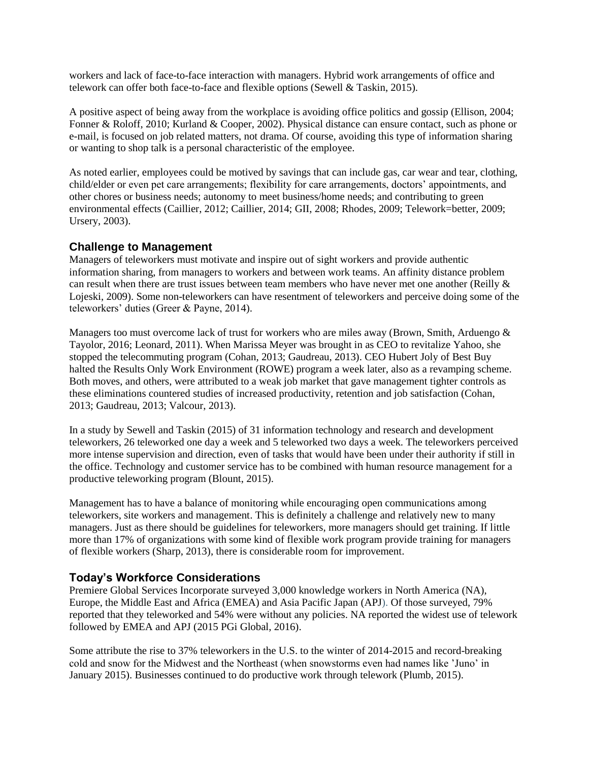workers and lack of face-to-face interaction with managers. Hybrid work arrangements of office and telework can offer both face-to-face and flexible options (Sewell & Taskin, 2015).

A positive aspect of being away from the workplace is avoiding office politics and gossip (Ellison, 2004; Fonner & Roloff, 2010; Kurland & Cooper, 2002). Physical distance can ensure contact, such as phone or e-mail, is focused on job related matters, not drama. Of course, avoiding this type of information sharing or wanting to shop talk is a personal characteristic of the employee.

As noted earlier, employees could be motived by savings that can include gas, car wear and tear, clothing, child/elder or even pet care arrangements; flexibility for care arrangements, doctors' appointments, and other chores or business needs; autonomy to meet business/home needs; and contributing to green environmental effects (Caillier, 2012; Caillier, 2014; GII, 2008; Rhodes, 2009; Telework=better, 2009; Ursery, 2003).

## Challenge to Management

Managers of teleworkers must motivate and inspire out of sight workers and provide authentic information sharing, from managers to workers and between work teams. An affinity distance problem can result when there are trust issues between team members who have never met one another (Reilly & Lojeski, 2009). Some non-teleworkers can have resentment of teleworkers and perceive doing some of the teleworkers' duties (Greer & Payne, 2014).

Managers too must overcome lack of trust for workers who are miles away (Brown, Smith, Arduengo & Tayolor, 2016; Leonard, 2011). When Marissa Meyer was brought in as CEO to revitalize Yahoo, she stopped the telecommuting program (Cohan, 2013; Gaudreau, 2013). CEO Hubert Joly of Best Buy halted the Results Only Work Environment (ROWE) program a week later, also as a revamping scheme. Both moves, and others, were attributed to a weak job market that gave management tighter controls as these eliminations countered studies of increased productivity, retention and job satisfaction (Cohan, 2013; Gaudreau, 2013; Valcour, 2013).

In a study by Sewell and Taskin (2015) of 31 information technology and research and development teleworkers, 26 teleworked one day a week and 5 teleworked two days a week. The teleworkers perceived more intense supervision and direction, even of tasks that would have been under their authority if still in the office. Technology and customer service has to be combined with human resource management for a productive teleworking program (Blount, 2015).

Management has to have a balance of monitoring while encouraging open communications among teleworkers, site workers and management. This is definitely a challenge and relatively new to many managers. Just as there should be guidelines for teleworkers, more managers should get training. If little more than 17% of organizations with some kind of flexible work program provide training for managers of flexible workers (Sharp, 2013), there is considerable room for improvement.

## Today's Workforce Considerations

Premiere Global Services Incorporate surveyed 3,000 knowledge workers in North America (NA), Europe, the Middle East and Africa (EMEA) and Asia Pacific Japan (APJ). Of those surveyed, 79% reported that they teleworked and 54% were without any policies. NA reported the widest use of telework followed by EMEA and APJ (2015 PGi Global, 2016).

Some attribute the rise to 37% teleworkers in the U.S. to the winter of 2014-2015 and record-breaking cold and snow for the Midwest and the Northeast (when snowstorms even had names like 'Juno' in January 2015). Businesses continued to do productive work through telework (Plumb, 2015).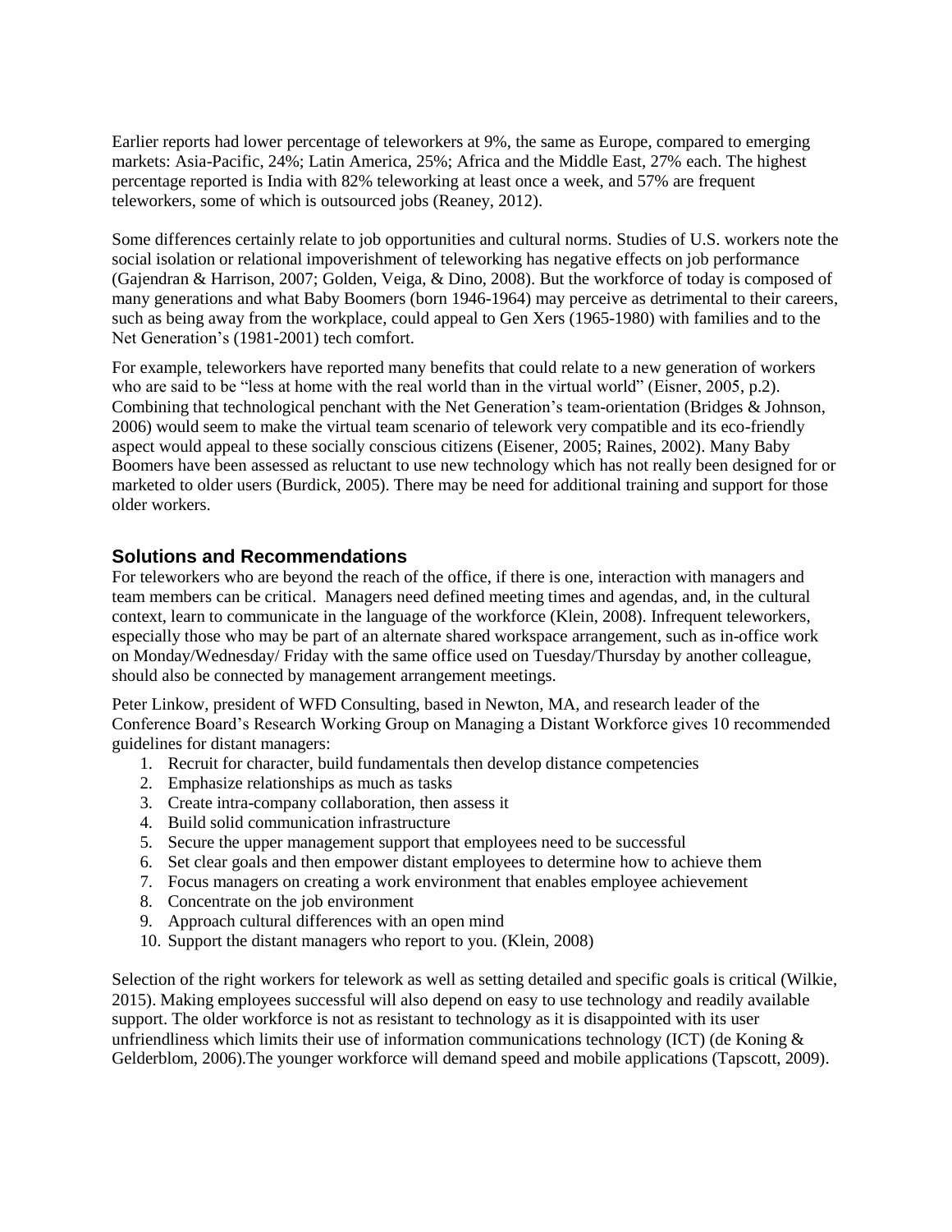Earlier reports had lower percentage of teleworkers at 9%, the same as Europe, compared to emerging markets: Asia-Pacific, 24%; Latin America, 25%; Africa and the Middle East, 27% each. The highest percentage reported is India with 82% teleworking at least once a week, and 57% are frequent teleworkers, some of which is outsourced jobs (Reaney, 2012).

Some differences certainly relate to job opportunities and cultural norms. Studies of U.S. workers note the social isolation or relational impoverishment of teleworking has negative effects on job performance (Gajendran & Harrison, 2007; Golden, Veiga, & Dino, 2008). But the workforce of today is composed of many generations and what Baby Boomers (born 1946-1964) may perceive as detrimental to their careers, such as being away from the workplace, could appeal to Gen Xers (1965-1980) with families and to the Net Generation's (1981-2001) tech comfort.

For example, teleworkers have reported many benefits that could relate to a new generation of workers who are said to be "less at home with the real world than in the virtual world" (Eisner, 2005, p.2). Combining that technological penchant with the Net Generation's team-orientation (Bridges & Johnson, 2006) would seem to make the virtual team scenario of telework very compatible and its eco-friendly aspect would appeal to these socially conscious citizens (Eisener, 2005; Raines, 2002). Many Baby Boomers have been assessed as reluctant to use new technology which has not really been designed for or marketed to older users (Burdick, 2005). There may be need for additional training and support for those older workers.

## Solutions and Recommendations

For teleworkers who are beyond the reach of the office, if there is one, interaction with managers and team members can be critical. Managers need defined meeting times and agendas, and, in the cultural context, learn to communicate in the language of the workforce (Klein, 2008). Infrequent teleworkers, especially those who may be part of an alternate shared workspace arrangement, such as in-office work on Monday/Wednesday/ Friday with the same office used on Tuesday/Thursday by another colleague, should also be connected by management arrangement meetings.

Peter Linkow, president of WFD Consulting, based in Newton, MA, and research leader of the Conference Board's Research Working Group on Managing a Distant Workforce gives 10 recommended guidelines for distant managers:

1. Recruit for character, build fundamentals then develop distance competencies
2. Emphasize relationships as much as tasks
3. Create intra-company collaboration, then assess it
4. Build solid communication infrastructure
5. Secure the upper management support that employees need to be successful
6. Set clear goals and then empower distant employees to determine how to achieve them
7. Focus managers on creating a work environment that enables employee achievement
8. Concentrate on the job environment
9. Approach cultural differences with an open mind
10. Support the distant managers who report to you. (Klein, 2008)

Selection of the right workers for telework as well as setting detailed and specific goals is critical (Wilkie, 2015). Making employees successful will also depend on easy to use technology and readily available support. The older workforce is not as resistant to technology as it is disappointed with its user unfriendliness which limits their use of information communications technology (ICT) (de Koning & Gelderblom, 2006).The younger workforce will demand speed and mobile applications (Tapscott, 2009).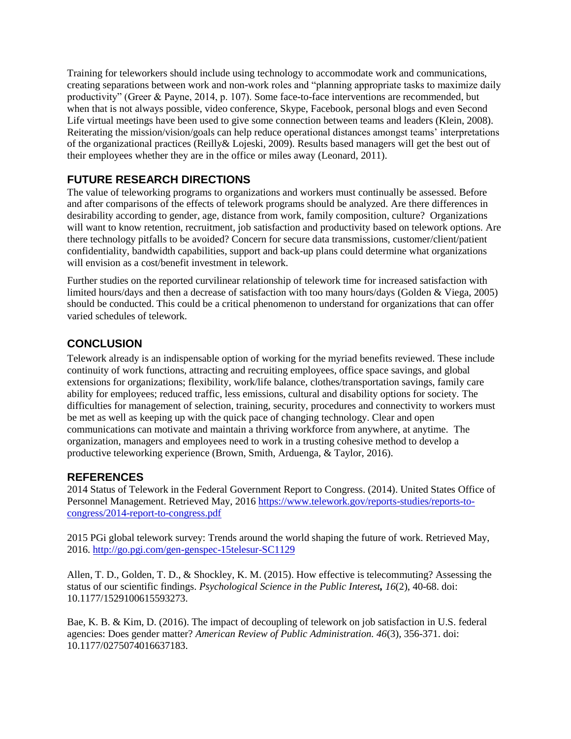Training for teleworkers should include using technology to accommodate work and communications, creating separations between work and non-work roles and "planning appropriate tasks to maximize daily productivity" (Greer & Payne, 2014, p. 107). Some face-to-face interventions are recommended, but when that is not always possible, video conference, Skype, Facebook, personal blogs and even Second Life virtual meetings have been used to give some connection between teams and leaders (Klein, 2008). Reiterating the mission/vision/goals can help reduce operational distances amongst teams' interpretations of the organizational practices (Reilly& Lojeski, 2009). Results based managers will get the best out of their employees whether they are in the office or miles away (Leonard, 2011).

## FUTURE RESEARCH DIRECTIONS

The value of teleworking programs to organizations and workers must continually be assessed. Before and after comparisons of the effects of telework programs should be analyzed. Are there differences in desirability according to gender, age, distance from work, family composition, culture? Organizations will want to know retention, recruitment, job satisfaction and productivity based on telework options. Are there technology pitfalls to be avoided? Concern for secure data transmissions, customer/client/patient confidentiality, bandwidth capabilities, support and back-up plans could determine what organizations will envision as a cost/benefit investment in telework.

Further studies on the reported curvilinear relationship of telework time for increased satisfaction with limited hours/days and then a decrease of satisfaction with too many hours/days (Golden & Viega, 2005) should be conducted. This could be a critical phenomenon to understand for organizations that can offer varied schedules of telework.

## CONCLUSION

Telework already is an indispensable option of working for the myriad benefits reviewed. These include continuity of work functions, attracting and recruiting employees, office space savings, and global extensions for organizations; flexibility, work/life balance, clothes/transportation savings, family care ability for employees; reduced traffic, less emissions, cultural and disability options for society. The difficulties for management of selection, training, security, procedures and connectivity to workers must be met as well as keeping up with the quick pace of changing technology. Clear and open communications can motivate and maintain a thriving workforce from anywhere, at anytime. The organization, managers and employees need to work in a trusting cohesive method to develop a productive teleworking experience (Brown, Smith, Arduenga, & Taylor, 2016).

## REFERENCES

2014 Status of Telework in the Federal Government Report to Congress. (2014). United States Office of Personnel Management. Retrieved May, 2016 https://www.telework.gov/reports-studies/reports-to-congress/2014-report-to-congress.pdf

2015 PGi global telework survey: Trends around the world shaping the future of work. Retrieved May, 2016. http://go.pgi.com/gen-genspec-15telesur-SC1129

Allen, T. D., Golden, T. D., & Shockley, K. M. (2015). How effective is telecommuting? Assessing the status of our scientific findings. *Psychological Science in the Public Interest, 16*(2), 40-68. doi: 10.1177/1529100615593273.

Bae, K. B. & Kim, D. (2016). The impact of decoupling of telework on job satisfaction in U.S. federal agencies: Does gender matter? *American Review of Public Administration. 46*(3), 356-371. doi: 10.1177/0275074016637183.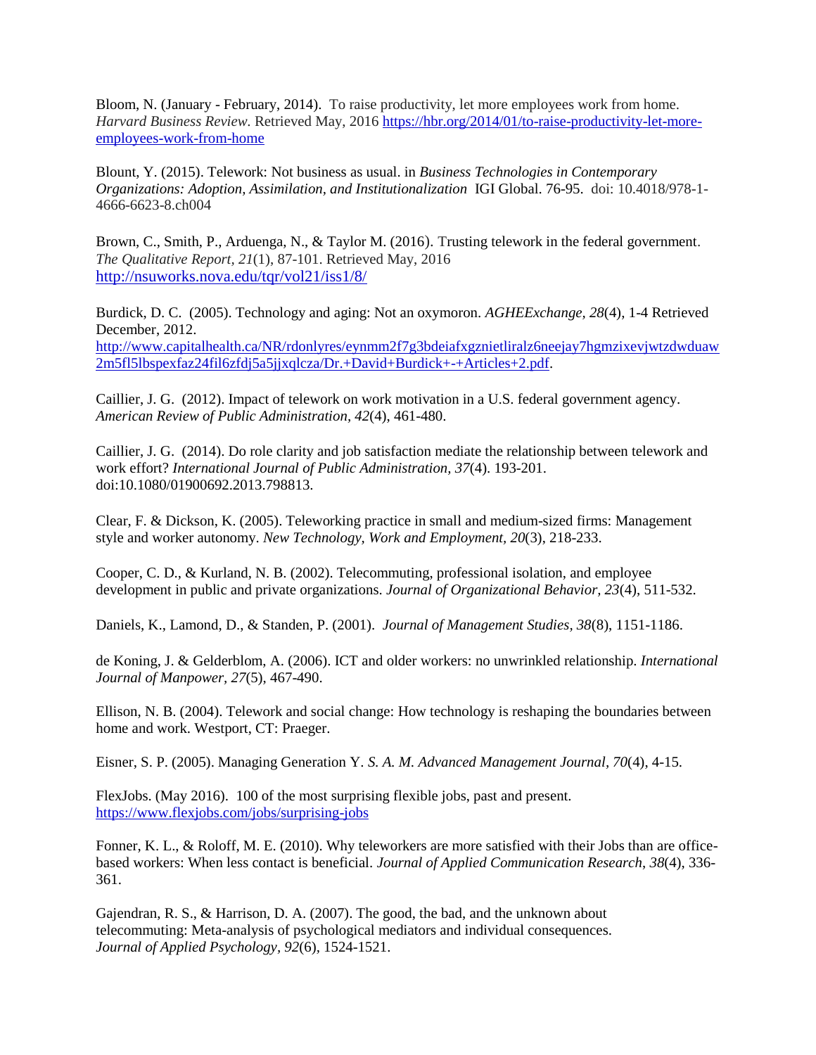Bloom, N. (January - February, 2014). To raise productivity, let more employees work from home. *Harvard Business Review.* Retrieved May, 2016 https://hbr.org/2014/01/to-raise-productivity-let-more-employees-work-from-home

Blount, Y. (2015). Telework: Not business as usual. in *Business Technologies in Contemporary Organizations: Adoption, Assimilation, and Institutionalization* IGI Global. 76-95. doi: 10.4018/978-1-4666-6623-8.ch004

Brown, C., Smith, P., Arduenga, N., & Taylor M. (2016). Trusting telework in the federal government. *The Qualitative Report, 21*(1), 87-101. Retrieved May, 2016 http://nsuworks.nova.edu/tqr/vol21/iss1/8/

Burdick, D. C. (2005). Technology and aging: Not an oxymoron. *AGHEExchange, 28*(4), 1-4 Retrieved December, 2012. http://www.capitalhealth.ca/NR/rdonlyres/eynmm2f7g3bdeiafxgznietliralz6neejay7hgmzixevjwtzdwduaw2m5fl5lbspexfaz24fil6zfdj5a5jjxqlcza/Dr.+David+Burdick+-+Articles+2.pdf.

Caillier, J. G. (2012). Impact of telework on work motivation in a U.S. federal government agency. *American Review of Public Administration, 42*(4), 461-480.

Caillier, J. G. (2014). Do role clarity and job satisfaction mediate the relationship between telework and work effort? *International Journal of Public Administration, 37*(4). 193-201. doi:10.1080/01900692.2013.798813.

Clear, F. & Dickson, K. (2005). Teleworking practice in small and medium-sized firms: Management style and worker autonomy. *New Technology, Work and Employment, 20*(3), 218-233.

Cooper, C. D., & Kurland, N. B. (2002). Telecommuting, professional isolation, and employee development in public and private organizations. *Journal of Organizational Behavior, 23*(4), 511-532.

Daniels, K., Lamond, D., & Standen, P. (2001). *Journal of Management Studies, 38*(8), 1151-1186.

de Koning, J. & Gelderblom, A. (2006). ICT and older workers: no unwrinkled relationship. *International Journal of Manpower, 27*(5), 467-490.

Ellison, N. B. (2004). Telework and social change: How technology is reshaping the boundaries between home and work. Westport, CT: Praeger.

Eisner, S. P. (2005). Managing Generation Y. *S. A. M. Advanced Management Journal, 70*(4), 4-15.

FlexJobs. (May 2016). 100 of the most surprising flexible jobs, past and present. https://www.flexjobs.com/jobs/surprising-jobs

Fonner, K. L., & Roloff, M. E. (2010). Why teleworkers are more satisfied with their Jobs than are office-based workers: When less contact is beneficial. *Journal of Applied Communication Research*, *38*(4), 336-361.

Gajendran, R. S., & Harrison, D. A. (2007). The good, the bad, and the unknown about telecommuting: Meta-analysis of psychological mediators and individual consequences. *Journal of Applied Psychology, 92*(6), 1524-1521.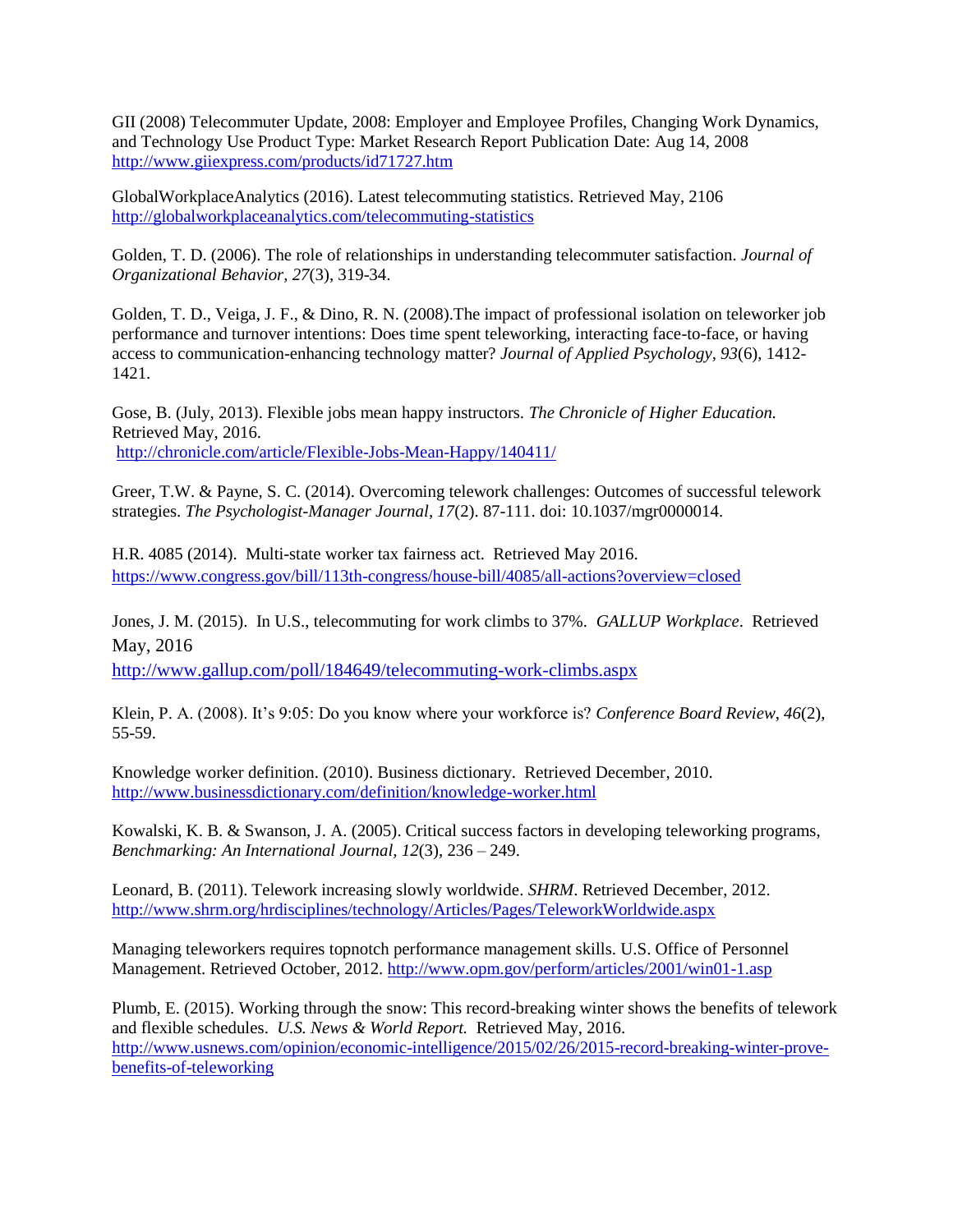GII (2008) Telecommuter Update, 2008: Employer and Employee Profiles, Changing Work Dynamics, and Technology Use Product Type: Market Research Report Publication Date: Aug 14, 2008 http://www.giiexpress.com/products/id71727.htm

GlobalWorkplaceAnalytics (2016). Latest telecommuting statistics. Retrieved May, 2106 http://globalworkplaceanalytics.com/telecommuting-statistics

Golden, T. D. (2006). The role of relationships in understanding telecommuter satisfaction. *Journal of Organizational Behavior, 27*(3), 319-34.

Golden, T. D., Veiga, J. F., & Dino, R. N. (2008).The impact of professional isolation on teleworker job performance and turnover intentions: Does time spent teleworking, interacting face-to-face, or having access to communication-enhancing technology matter? *Journal of Applied Psychology, 93*(6), 1412-1421.

Gose, B. (July, 2013). Flexible jobs mean happy instructors. *The Chronicle of Higher Education.* Retrieved May, 2016.
http://chronicle.com/article/Flexible-Jobs-Mean-Happy/140411/

Greer, T.W. & Payne, S. C. (2014). Overcoming telework challenges: Outcomes of successful telework strategies. *The Psychologist-Manager Journal, 17*(2). 87-111. doi: 10.1037/mgr0000014.

H.R. 4085 (2014). Multi-state worker tax fairness act. Retrieved May 2016.
https://www.congress.gov/bill/113th-congress/house-bill/4085/all-actions?overview=closed

Jones, J. M. (2015). In U.S., telecommuting for work climbs to 37%. *GALLUP Workplace*. Retrieved May, 2016
http://www.gallup.com/poll/184649/telecommuting-work-climbs.aspx

Klein, P. A. (2008). It's 9:05: Do you know where your workforce is? *Conference Board Review, 46*(2), 55-59.

Knowledge worker definition. (2010). Business dictionary. Retrieved December, 2010.
http://www.businessdictionary.com/definition/knowledge-worker.html

Kowalski, K. B. & Swanson, J. A. (2005). Critical success factors in developing teleworking programs, *Benchmarking: An International Journal, 12*(3), 236 – 249.

Leonard, B. (2011). Telework increasing slowly worldwide. *SHRM*. Retrieved December, 2012.
http://www.shrm.org/hrdisciplines/technology/Articles/Pages/TeleworkWorldwide.aspx

Managing teleworkers requires topnotch performance management skills. U.S. Office of Personnel Management. Retrieved October, 2012. http://www.opm.gov/perform/articles/2001/win01-1.asp

Plumb, E. (2015). Working through the snow: This record-breaking winter shows the benefits of telework and flexible schedules. *U.S. News & World Report.* Retrieved May, 2016.
http://www.usnews.com/opinion/economic-intelligence/2015/02/26/2015-record-breaking-winter-prove-benefits-of-teleworking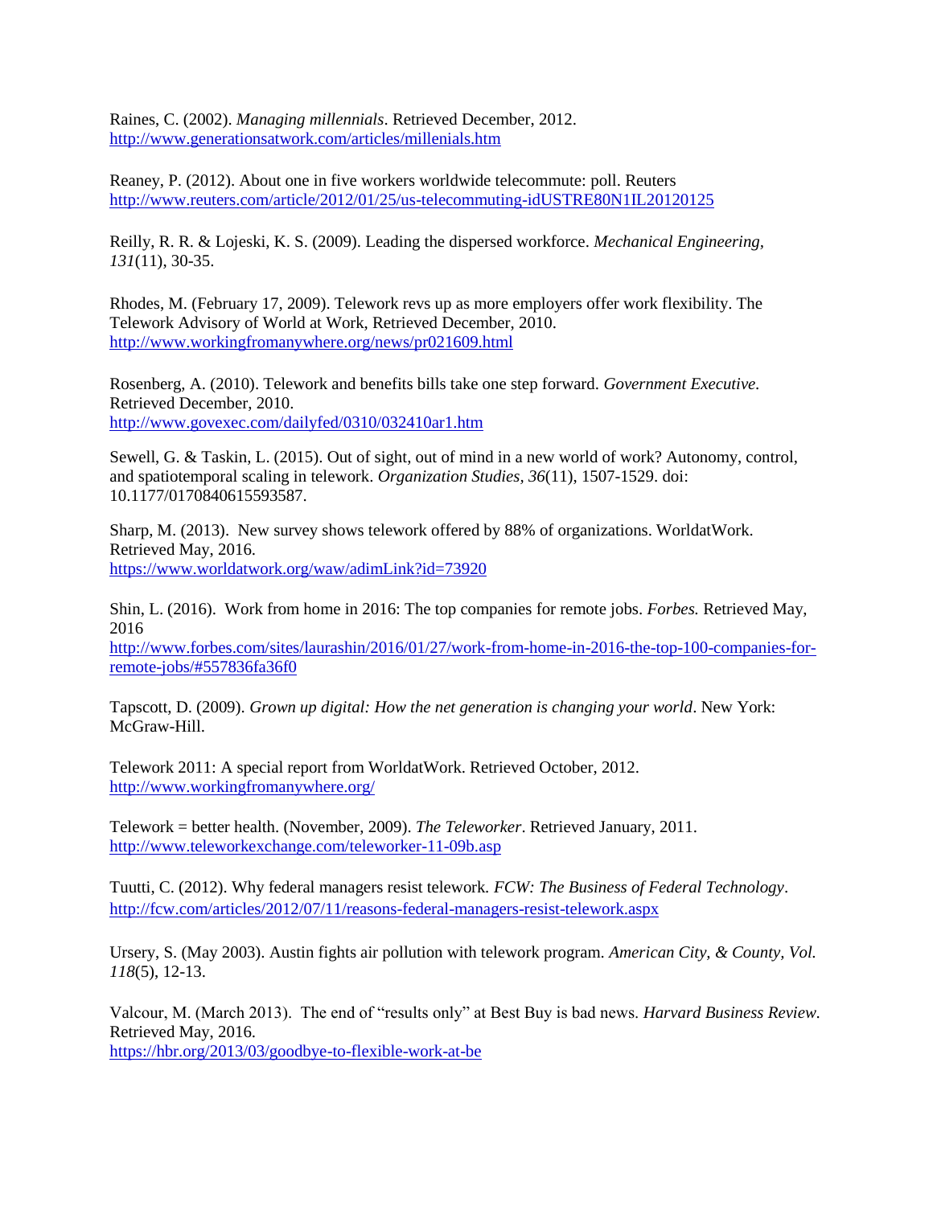Raines, C. (2002). *Managing millennials*. Retrieved December, 2012. http://www.generationsatwork.com/articles/millenials.htm

Reaney, P. (2012). About one in five workers worldwide telecommute: poll. Reuters http://www.reuters.com/article/2012/01/25/us-telecommuting-idUSTRE80N1IL20120125

Reilly, R. R. & Lojeski, K. S. (2009). Leading the dispersed workforce. *Mechanical Engineering*, *131*(11), 30-35.

Rhodes, M. (February 17, 2009). Telework revs up as more employers offer work flexibility. The Telework Advisory of World at Work, Retrieved December, 2010. http://www.workingfromanywhere.org/news/pr021609.html

Rosenberg, A. (2010). Telework and benefits bills take one step forward. *Government Executive.* Retrieved December, 2010. http://www.govexec.com/dailyfed/0310/032410ar1.htm

Sewell, G. & Taskin, L. (2015). Out of sight, out of mind in a new world of work? Autonomy, control, and spatiotemporal scaling in telework. *Organization Studies*, *36*(11), 1507-1529. doi: 10.1177/0170840615593587.

Sharp, M. (2013). New survey shows telework offered by 88% of organizations. WorldatWork. Retrieved May, 2016. https://www.worldatwork.org/waw/adimLink?id=73920

Shin, L. (2016). Work from home in 2016: The top companies for remote jobs. *Forbes.* Retrieved May, 2016 http://www.forbes.com/sites/laurashin/2016/01/27/work-from-home-in-2016-the-top-100-companies-for-remote-jobs/#557836fa36f0

Tapscott, D. (2009). *Grown up digital: How the net generation is changing your world*. New York: McGraw-Hill.

Telework 2011: A special report from WorldatWork. Retrieved October, 2012. http://www.workingfromanywhere.org/

Telework = better health. (November, 2009). *The Teleworker*. Retrieved January, 2011. http://www.teleworkexchange.com/teleworker-11-09b.asp

Tuutti, C. (2012). Why federal managers resist telework. *FCW: The Business of Federal Technology*. http://fcw.com/articles/2012/07/11/reasons-federal-managers-resist-telework.aspx

Ursery, S. (May 2003). Austin fights air pollution with telework program. *American City, & County, Vol. 118*(5), 12-13.

Valcour, M. (March 2013). The end of "results only" at Best Buy is bad news. *Harvard Business Review.* Retrieved May, 2016. https://hbr.org/2013/03/goodbye-to-flexible-work-at-be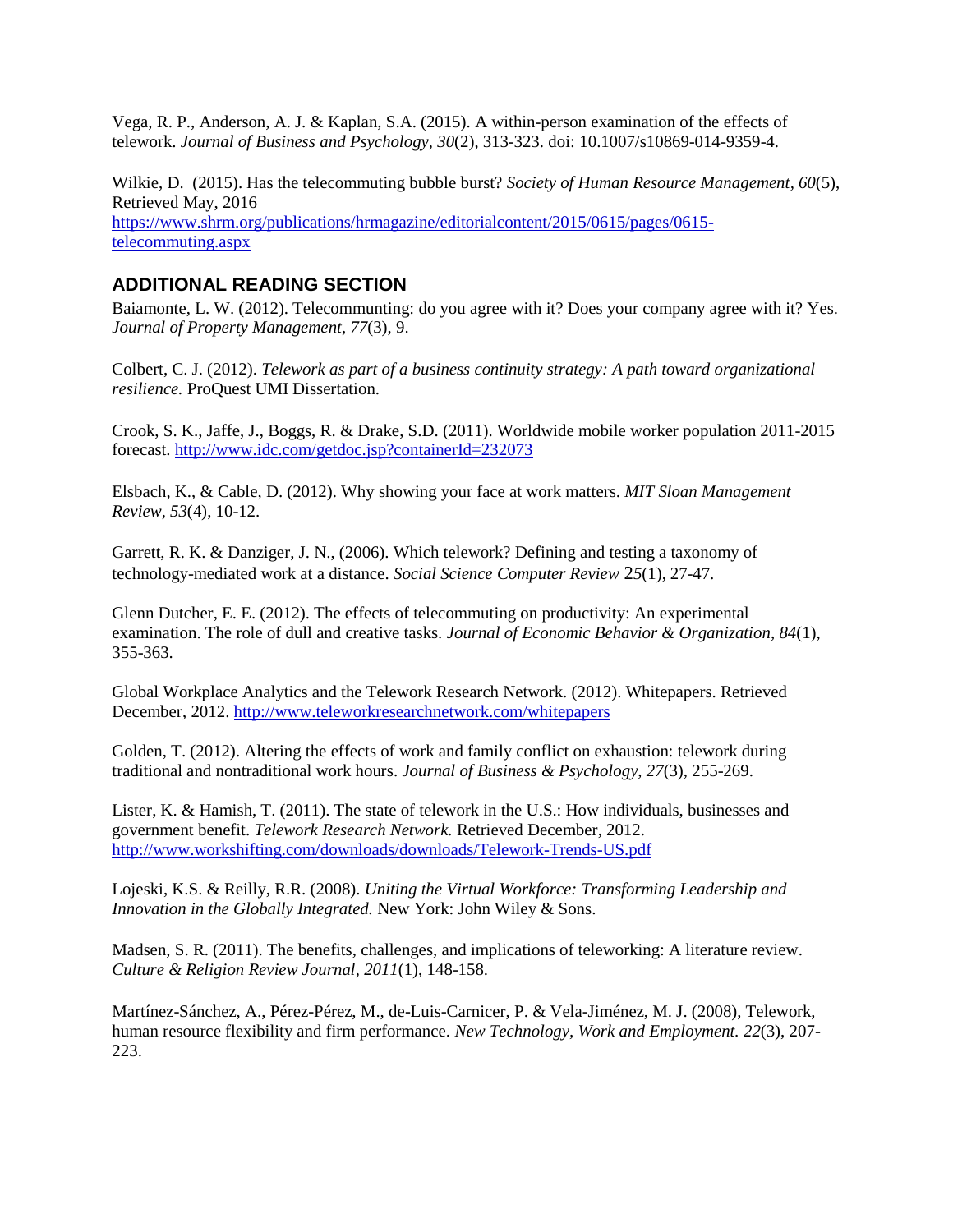Vega, R. P., Anderson, A. J. & Kaplan, S.A. (2015). A within-person examination of the effects of telework. *Journal of Business and Psychology, 30*(2), 313-323. doi: 10.1007/s10869-014-9359-4.

Wilkie, D. (2015). Has the telecommuting bubble burst? *Society of Human Resource Management*, *60*(5), Retrieved May, 2016 https://www.shrm.org/publications/hrmagazine/editorialcontent/2015/0615/pages/0615-telecommuting.aspx

## ADDITIONAL READING SECTION

Baiamonte, L. W. (2012). Telecommunting: do you agree with it? Does your company agree with it? Yes. *Journal of Property Management*, *77*(3), 9.

Colbert, C. J. (2012). *Telework as part of a business continuity strategy: A path toward organizational resilience.* ProQuest UMI Dissertation.

Crook, S. K., Jaffe, J., Boggs, R. & Drake, S.D. (2011). Worldwide mobile worker population 2011-2015 forecast. http://www.idc.com/getdoc.jsp?containerId=232073

Elsbach, K., & Cable, D. (2012). Why showing your face at work matters. *MIT Sloan Management Review*, *53*(4), 10-12.

Garrett, R. K. & Danziger, J. N., (2006). Which telework? Defining and testing a taxonomy of technology-mediated work at a distance. *Social Science Computer Review* 2*5*(1), 27-47.

Glenn Dutcher, E. E. (2012). The effects of telecommuting on productivity: An experimental examination. The role of dull and creative tasks. *Journal of Economic Behavior & Organization*, *84*(1), 355-363.

Global Workplace Analytics and the Telework Research Network. (2012). Whitepapers. Retrieved December, 2012. http://www.teleworkresearchnetwork.com/whitepapers

Golden, T. (2012). Altering the effects of work and family conflict on exhaustion: telework during traditional and nontraditional work hours. *Journal of Business & Psychology*, *27*(3), 255-269.

Lister, K. & Hamish, T. (2011). The state of telework in the U.S.: How individuals, businesses and government benefit. *Telework Research Network.* Retrieved December, 2012. http://www.workshifting.com/downloads/downloads/Telework-Trends-US.pdf

Lojeski, K.S. & Reilly, R.R. (2008). *Uniting the Virtual Workforce: Transforming Leadership and Innovation in the Globally Integrated.* New York: John Wiley & Sons.

Madsen, S. R. (2011). The benefits, challenges, and implications of teleworking: A literature review. *Culture & Religion Review Journal*, *2011*(1), 148-158.

Martínez-Sánchez, A., Pérez-Pérez, M., de-Luis-Carnicer, P. & Vela-Jiménez, M. J. (2008), Telework, human resource flexibility and firm performance. *New Technology, Work and Employment. 22*(3), 207-223.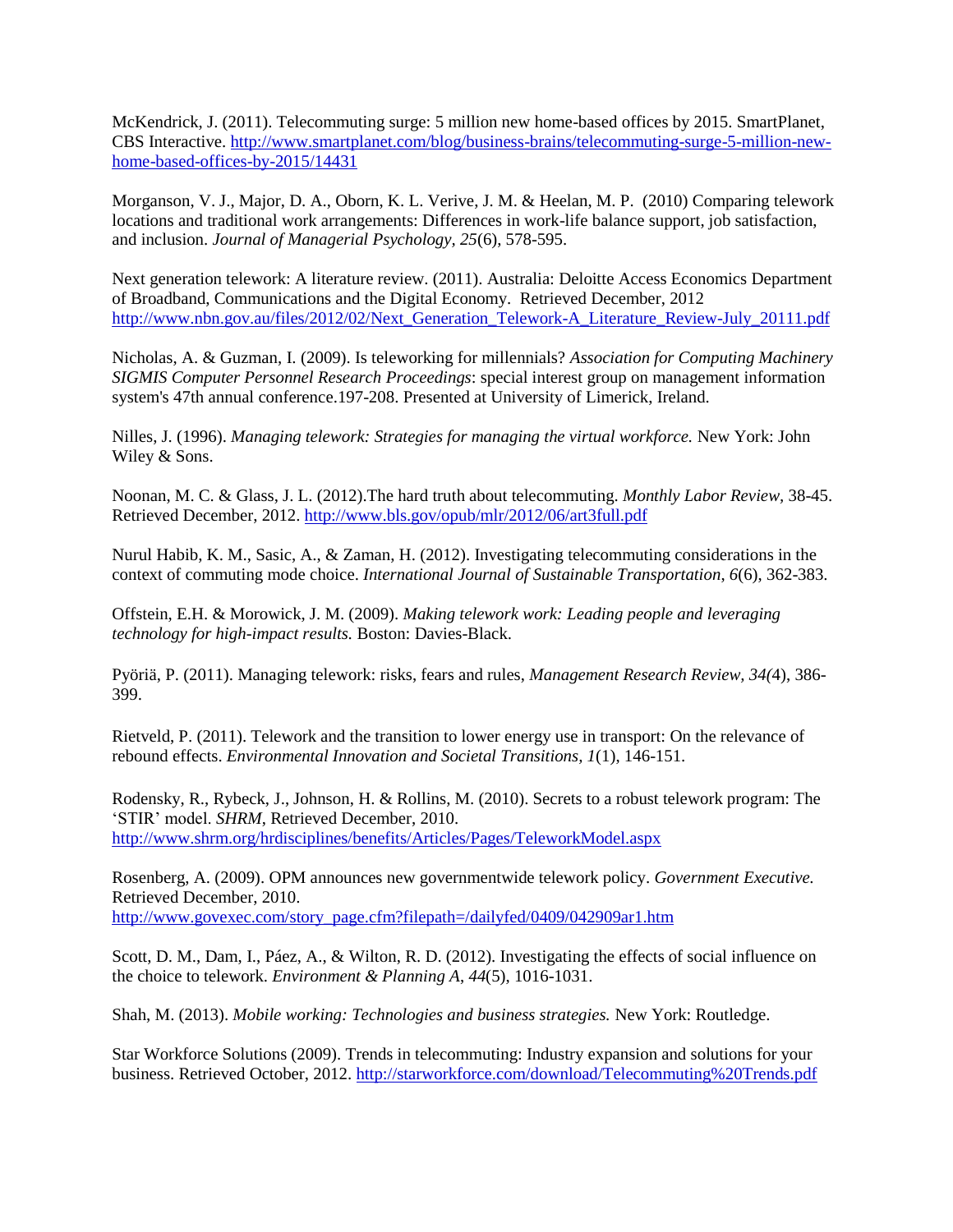McKendrick, J. (2011). Telecommuting surge: 5 million new home-based offices by 2015. SmartPlanet, CBS Interactive. http://www.smartplanet.com/blog/business-brains/telecommuting-surge-5-million-new-home-based-offices-by-2015/14431

Morganson, V. J., Major, D. A., Oborn, K. L. Verive, J. M. & Heelan, M. P. (2010) Comparing telework locations and traditional work arrangements: Differences in work-life balance support, job satisfaction, and inclusion. *Journal of Managerial Psychology, 25*(6), 578-595.

Next generation telework: A literature review. (2011). Australia: Deloitte Access Economics Department of Broadband, Communications and the Digital Economy. Retrieved December, 2012 http://www.nbn.gov.au/files/2012/02/Next_Generation_Telework-A_Literature_Review-July_20111.pdf

Nicholas, A. & Guzman, I. (2009). Is teleworking for millennials? *Association for Computing Machinery SIGMIS Computer Personnel Research Proceedings*: special interest group on management information system's 47th annual conference.197-208. Presented at University of Limerick, Ireland.

Nilles, J. (1996). *Managing telework: Strategies for managing the virtual workforce.* New York: John Wiley & Sons.

Noonan, M. C. & Glass, J. L. (2012).The hard truth about telecommuting. *Monthly Labor Review,* 38-45. Retrieved December, 2012. http://www.bls.gov/opub/mlr/2012/06/art3full.pdf

Nurul Habib, K. M., Sasic, A., & Zaman, H. (2012). Investigating telecommuting considerations in the context of commuting mode choice. *International Journal of Sustainable Transportation*, *6*(6), 362-383.

Offstein, E.H. & Morowick, J. M. (2009). *Making telework work: Leading people and leveraging technology for high-impact results.* Boston: Davies-Black.

Pyöriä, P. (2011). Managing telework: risks, fears and rules, *Management Research Review, 34(*4), 386-399.

Rietveld, P. (2011). Telework and the transition to lower energy use in transport: On the relevance of rebound effects. *Environmental Innovation and Societal Transitions, 1*(1), 146-151.

Rodensky, R., Rybeck, J., Johnson, H. & Rollins, M. (2010). Secrets to a robust telework program: The 'STIR' model. *SHRM*, Retrieved December, 2010. http://www.shrm.org/hrdisciplines/benefits/Articles/Pages/TeleworkModel.aspx

Rosenberg, A. (2009). OPM announces new governmentwide telework policy. *Government Executive.* Retrieved December, 2010. http://www.govexec.com/story_page.cfm?filepath=/dailyfed/0409/042909ar1.htm

Scott, D. M., Dam, I., Páez, A., & Wilton, R. D. (2012). Investigating the effects of social influence on the choice to telework. *Environment & Planning A*, *44*(5), 1016-1031.

Shah, M. (2013). *Mobile working: Technologies and business strategies.* New York: Routledge.

Star Workforce Solutions (2009). Trends in telecommuting: Industry expansion and solutions for your business. Retrieved October, 2012. http://starworkforce.com/download/Telecommuting%20Trends.pdf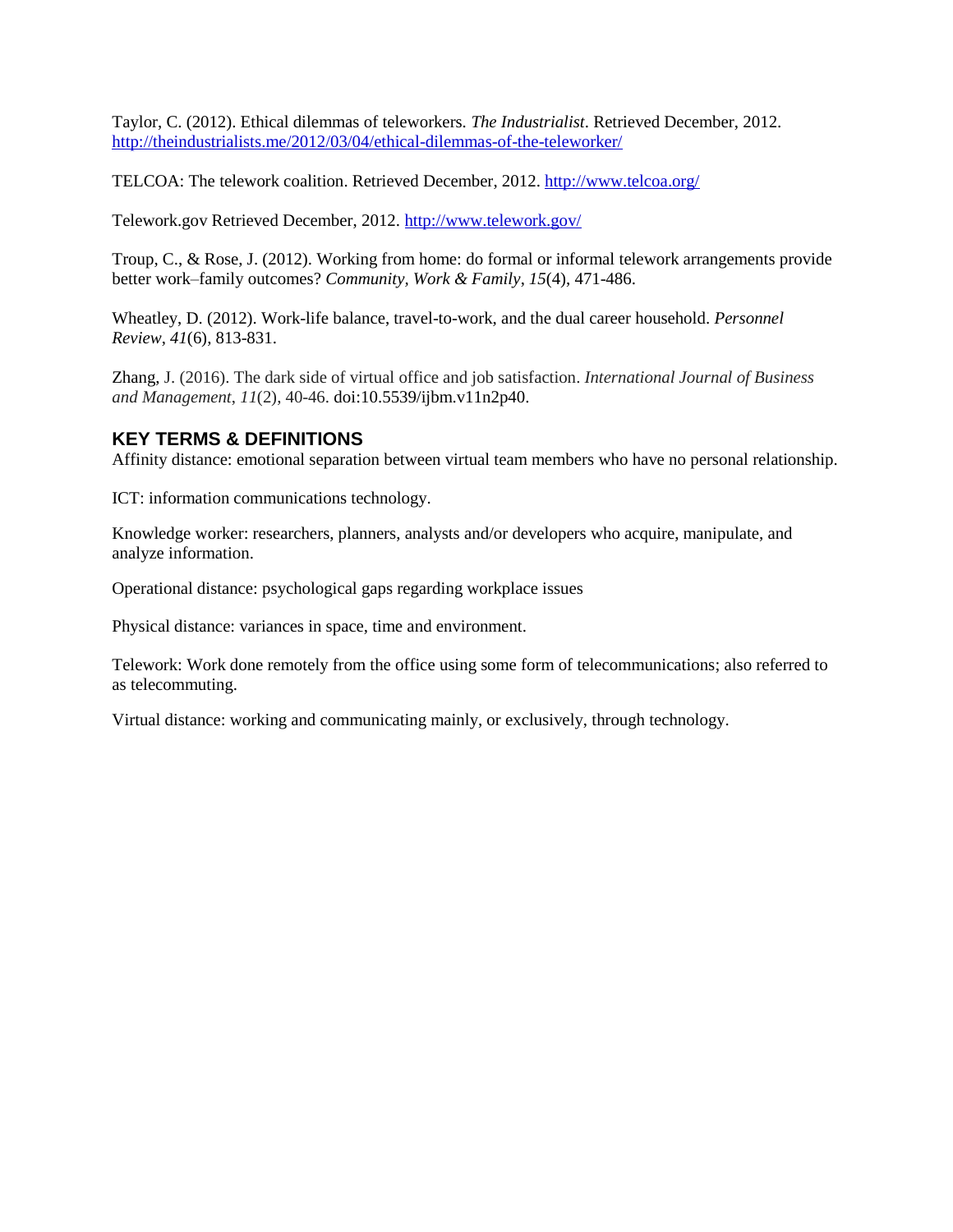Taylor, C. (2012). Ethical dilemmas of teleworkers. *The Industrialist*. Retrieved December, 2012. http://theindustrialists.me/2012/03/04/ethical-dilemmas-of-the-teleworker/

TELCOA: The telework coalition. Retrieved December, 2012. http://www.telcoa.org/

Telework.gov Retrieved December, 2012. http://www.telework.gov/

Troup, C., & Rose, J. (2012). Working from home: do formal or informal telework arrangements provide better work–family outcomes? *Community, Work & Family*, *15*(4), 471-486.

Wheatley, D. (2012). Work-life balance, travel-to-work, and the dual career household. *Personnel Review*, *41*(6), 813-831.

Zhang, J. (2016). The dark side of virtual office and job satisfaction. *International Journal of Business and Management*, *11*(2), 40-46. doi:10.5539/ijbm.v11n2p40.

## KEY TERMS & DEFINITIONS

Affinity distance: emotional separation between virtual team members who have no personal relationship.

ICT: information communications technology.

Knowledge worker: researchers, planners, analysts and/or developers who acquire, manipulate, and analyze information.

Operational distance: psychological gaps regarding workplace issues

Physical distance: variances in space, time and environment.

Telework: Work done remotely from the office using some form of telecommunications; also referred to as telecommuting.

Virtual distance: working and communicating mainly, or exclusively, through technology.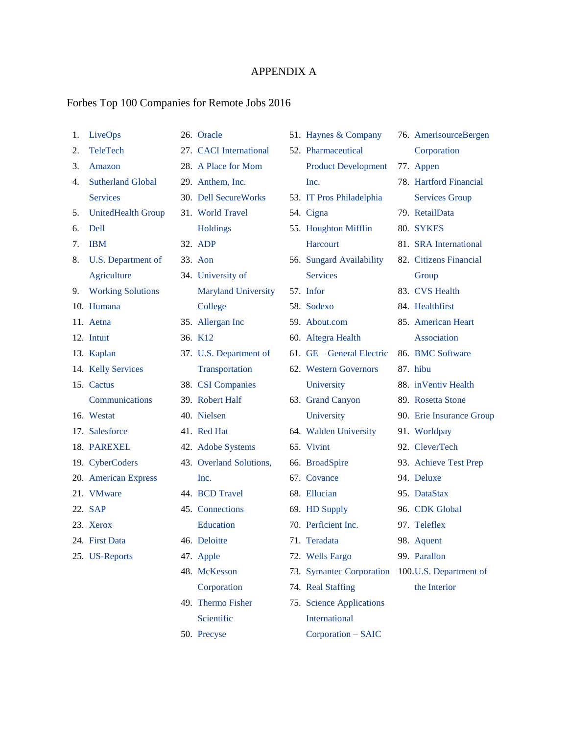# APPENDIX A

## Forbes Top 100 Companies for Remote Jobs 2016

1. LiveOps
2. TeleTech
3. Amazon
4. Sutherland Global Services
5. UnitedHealth Group
6. Dell
7. IBM
8. U.S. Department of Agriculture
9. Working Solutions
10. Humana
11. Aetna
12. Intuit
13. Kaplan
14. Kelly Services
15. Cactus Communications
16. Westat
17. Salesforce
18. PAREXEL
19. CyberCoders
20. American Express
21. VMware
22. SAP
23. Xerox
24. First Data
25. US-Reports
26. Oracle
27. CACI International
28. A Place for Mom
29. Anthem, Inc.
30. Dell SecureWorks
31. World Travel Holdings
32. ADP
33. Aon
34. University of Maryland University College
35. Allergan Inc
36. K12
37. U.S. Department of Transportation
38. CSI Companies
39. Robert Half
40. Nielsen
41. Red Hat
42. Adobe Systems
43. Overland Solutions, Inc.
44. BCD Travel
45. Connections Education
46. Deloitte
47. Apple
48. McKesson Corporation
49. Thermo Fisher Scientific
50. Precyse
51. Haynes & Company
52. Pharmaceutical Product Development Inc.
53. IT Pros Philadelphia
54. Cigna
55. Houghton Mifflin Harcourt
56. Sungard Availability Services
57. Infor
58. Sodexo
59. About.com
60. Altegra Health
61. GE – General Electric
62. Western Governors University
63. Grand Canyon University
64. Walden University
65. Vivint
66. BroadSpire
67. Covance
68. Ellucian
69. HD Supply
70. Perficient Inc.
71. Teradata
72. Wells Fargo
73. Symantec Corporation
74. Real Staffing
75. Science Applications International Corporation – SAIC
76. AmerisourceBergen Corporation
77. Appen
78. Hartford Financial Services Group
79. RetailData
80. SYKES
81. SRA International
82. Citizens Financial Group
83. CVS Health
84. Healthfirst
85. American Heart Association
86. BMC Software
87. hibu
88. inVentiv Health
89. Rosetta Stone
90. Erie Insurance Group
91. Worldpay
92. CleverTech
93. Achieve Test Prep
94. Deluxe
95. DataStax
96. CDK Global
97. Teleflex
98. Aquent
99. Parallon
100. U.S. Department of the Interior